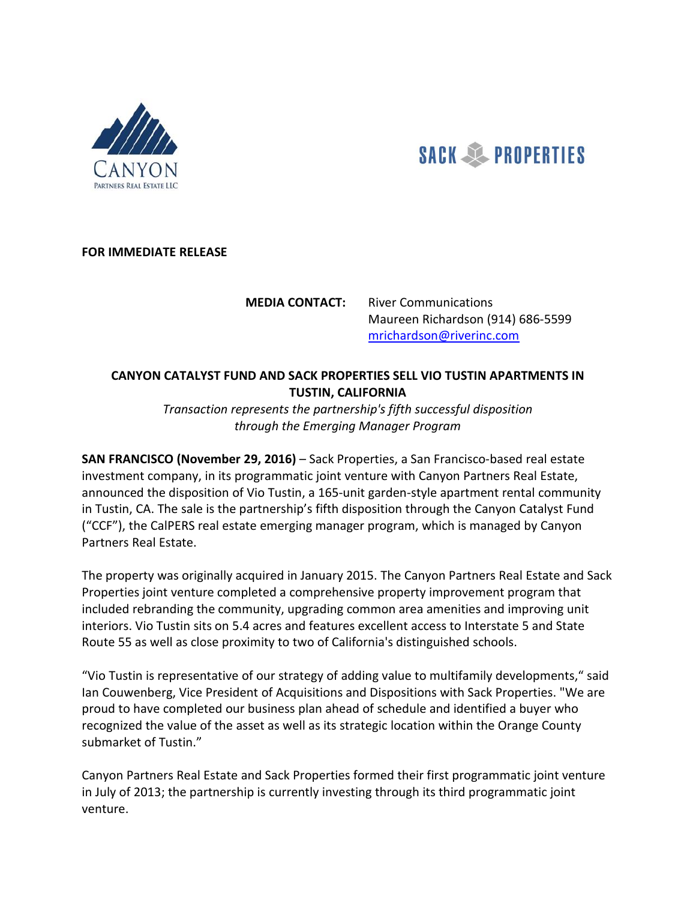CANYON
PARTNERS REAL ESTATE LLC

SACK PROPERTIES

**FOR IMMEDIATE RELEASE**

**MEDIA CONTACT:** River Communications
Maureen Richardson (914) 686-5599
mrichardson@riverinc.com

# CANYON CATALYST FUND AND SACK PROPERTIES SELL VIO TUSTIN APARTMENTS IN TUSTIN, CALIFORNIA

*Transaction represents the partnership's fifth successful disposition through the Emerging Manager Program*

**SAN FRANCISCO (November 29, 2016)** – Sack Properties, a San Francisco-based real estate investment company, in its programmatic joint venture with Canyon Partners Real Estate, announced the disposition of Vio Tustin, a 165-unit garden-style apartment rental community in Tustin, CA. The sale is the partnership's fifth disposition through the Canyon Catalyst Fund ("CCF"), the CalPERS real estate emerging manager program, which is managed by Canyon Partners Real Estate.

The property was originally acquired in January 2015. The Canyon Partners Real Estate and Sack Properties joint venture completed a comprehensive property improvement program that included rebranding the community, upgrading common area amenities and improving unit interiors. Vio Tustin sits on 5.4 acres and features excellent access to Interstate 5 and State Route 55 as well as close proximity to two of California's distinguished schools.

"Vio Tustin is representative of our strategy of adding value to multifamily developments," said Ian Couwenberg, Vice President of Acquisitions and Dispositions with Sack Properties. "We are proud to have completed our business plan ahead of schedule and identified a buyer who recognized the value of the asset as well as its strategic location within the Orange County submarket of Tustin."

Canyon Partners Real Estate and Sack Properties formed their first programmatic joint venture in July of 2013; the partnership is currently investing through its third programmatic joint venture.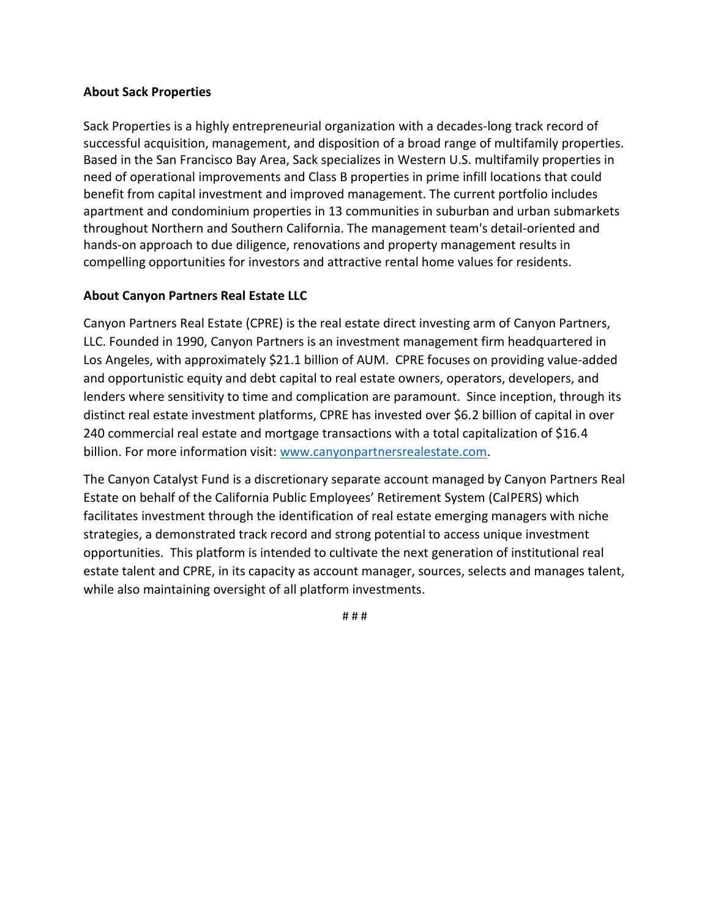**About Sack Properties**

Sack Properties is a highly entrepreneurial organization with a decades-long track record of successful acquisition, management, and disposition of a broad range of multifamily properties. Based in the San Francisco Bay Area, Sack specializes in Western U.S. multifamily properties in need of operational improvements and Class B properties in prime infill locations that could benefit from capital investment and improved management. The current portfolio includes apartment and condominium properties in 13 communities in suburban and urban submarkets throughout Northern and Southern California. The management team's detail-oriented and hands-on approach to due diligence, renovations and property management results in compelling opportunities for investors and attractive rental home values for residents.

**About Canyon Partners Real Estate LLC**

Canyon Partners Real Estate (CPRE) is the real estate direct investing arm of Canyon Partners, LLC. Founded in 1990, Canyon Partners is an investment management firm headquartered in Los Angeles, with approximately $21.1 billion of AUM. CPRE focuses on providing value-added and opportunistic equity and debt capital to real estate owners, operators, developers, and lenders where sensitivity to time and complication are paramount. Since inception, through its distinct real estate investment platforms, CPRE has invested over $6.2 billion of capital in over 240 commercial real estate and mortgage transactions with a total capitalization of $16.4 billion. For more information visit: [www.canyonpartnersrealestate.com](http://www.canyonpartnersrealestate.com).

The Canyon Catalyst Fund is a discretionary separate account managed by Canyon Partners Real Estate on behalf of the California Public Employees' Retirement System (CalPERS) which facilitates investment through the identification of real estate emerging managers with niche strategies, a demonstrated track record and strong potential to access unique investment opportunities. This platform is intended to cultivate the next generation of institutional real estate talent and CPRE, in its capacity as account manager, sources, selects and manages talent, while also maintaining oversight of all platform investments.

# # #